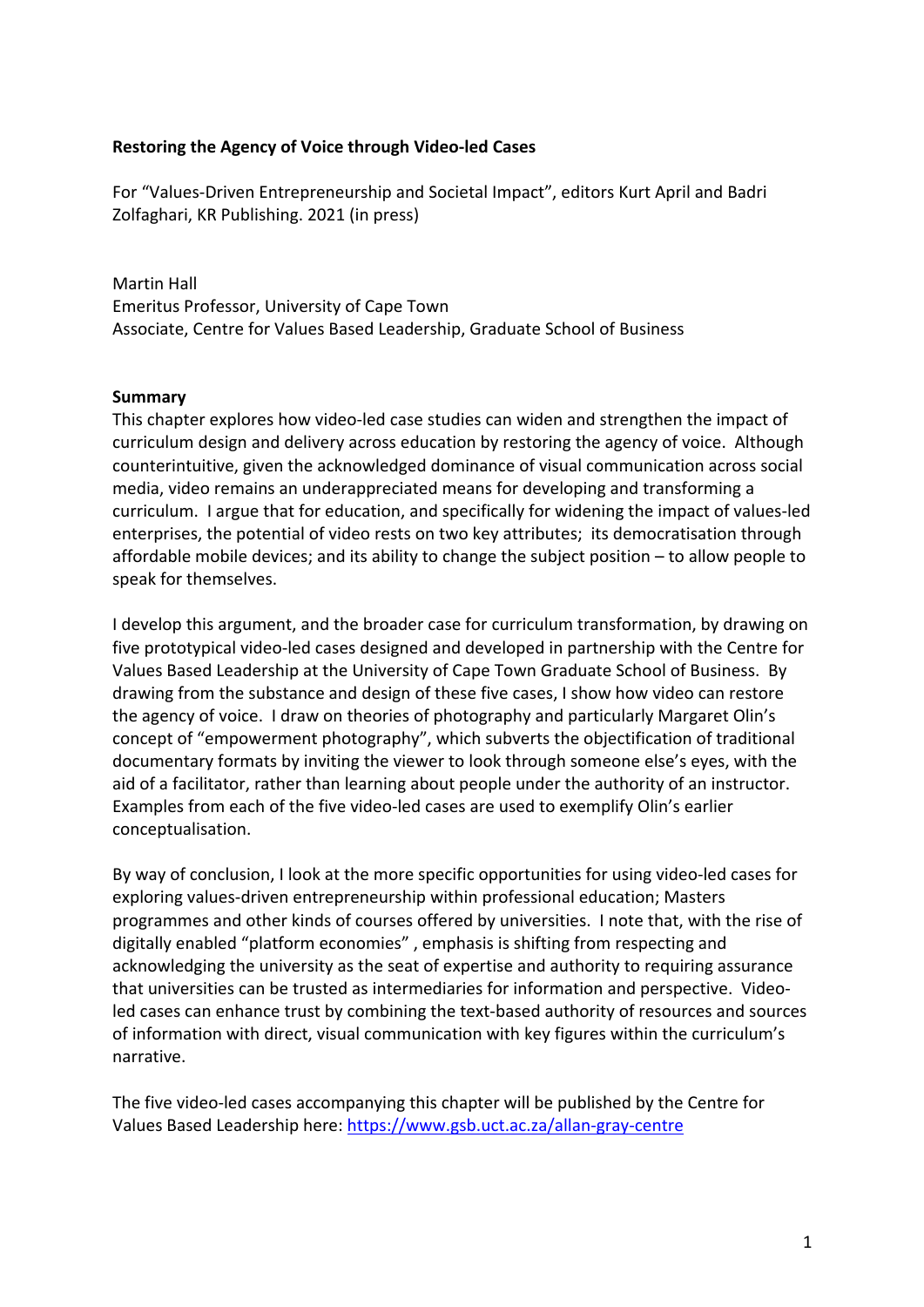**Restoring the Agency of Voice through Video-led Cases**

For "Values-Driven Entrepreneurship and Societal Impact", editors Kurt April and Badri Zolfaghari, KR Publishing. 2021 (in press)

Martin Hall
Emeritus Professor, University of Cape Town
Associate, Centre for Values Based Leadership, Graduate School of Business

**Summary**

This chapter explores how video-led case studies can widen and strengthen the impact of curriculum design and delivery across education by restoring the agency of voice. Although counterintuitive, given the acknowledged dominance of visual communication across social media, video remains an underappreciated means for developing and transforming a curriculum. I argue that for education, and specifically for widening the impact of values-led enterprises, the potential of video rests on two key attributes; its democratisation through affordable mobile devices; and its ability to change the subject position – to allow people to speak for themselves.

I develop this argument, and the broader case for curriculum transformation, by drawing on five prototypical video-led cases designed and developed in partnership with the Centre for Values Based Leadership at the University of Cape Town Graduate School of Business. By drawing from the substance and design of these five cases, I show how video can restore the agency of voice. I draw on theories of photography and particularly Margaret Olin's concept of "empowerment photography", which subverts the objectification of traditional documentary formats by inviting the viewer to look through someone else's eyes, with the aid of a facilitator, rather than learning about people under the authority of an instructor. Examples from each of the five video-led cases are used to exemplify Olin's earlier conceptualisation.

By way of conclusion, I look at the more specific opportunities for using video-led cases for exploring values-driven entrepreneurship within professional education; Masters programmes and other kinds of courses offered by universities. I note that, with the rise of digitally enabled "platform economies" , emphasis is shifting from respecting and acknowledging the university as the seat of expertise and authority to requiring assurance that universities can be trusted as intermediaries for information and perspective. Video-led cases can enhance trust by combining the text-based authority of resources and sources of information with direct, visual communication with key figures within the curriculum's narrative.

The five video-led cases accompanying this chapter will be published by the Centre for Values Based Leadership here: https://www.gsb.uct.ac.za/allan-gray-centre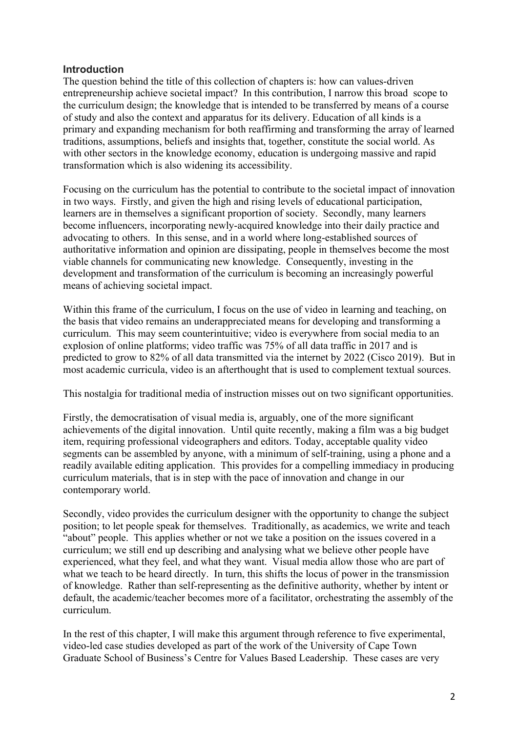## Introduction

The question behind the title of this collection of chapters is: how can values-driven entrepreneurship achieve societal impact? In this contribution, I narrow this broad scope to the curriculum design; the knowledge that is intended to be transferred by means of a course of study and also the context and apparatus for its delivery. Education of all kinds is a primary and expanding mechanism for both reaffirming and transforming the array of learned traditions, assumptions, beliefs and insights that, together, constitute the social world. As with other sectors in the knowledge economy, education is undergoing massive and rapid transformation which is also widening its accessibility.

Focusing on the curriculum has the potential to contribute to the societal impact of innovation in two ways. Firstly, and given the high and rising levels of educational participation, learners are in themselves a significant proportion of society. Secondly, many learners become influencers, incorporating newly-acquired knowledge into their daily practice and advocating to others. In this sense, and in a world where long-established sources of authoritative information and opinion are dissipating, people in themselves become the most viable channels for communicating new knowledge. Consequently, investing in the development and transformation of the curriculum is becoming an increasingly powerful means of achieving societal impact.

Within this frame of the curriculum, I focus on the use of video in learning and teaching, on the basis that video remains an underappreciated means for developing and transforming a curriculum. This may seem counterintuitive; video is everywhere from social media to an explosion of online platforms; video traffic was 75% of all data traffic in 2017 and is predicted to grow to 82% of all data transmitted via the internet by 2022 (Cisco 2019). But in most academic curricula, video is an afterthought that is used to complement textual sources.

This nostalgia for traditional media of instruction misses out on two significant opportunities.

Firstly, the democratisation of visual media is, arguably, one of the more significant achievements of the digital innovation. Until quite recently, making a film was a big budget item, requiring professional videographers and editors. Today, acceptable quality video segments can be assembled by anyone, with a minimum of self-training, using a phone and a readily available editing application. This provides for a compelling immediacy in producing curriculum materials, that is in step with the pace of innovation and change in our contemporary world.

Secondly, video provides the curriculum designer with the opportunity to change the subject position; to let people speak for themselves. Traditionally, as academics, we write and teach "about" people. This applies whether or not we take a position on the issues covered in a curriculum; we still end up describing and analysing what we believe other people have experienced, what they feel, and what they want. Visual media allow those who are part of what we teach to be heard directly. In turn, this shifts the locus of power in the transmission of knowledge. Rather than self-representing as the definitive authority, whether by intent or default, the academic/teacher becomes more of a facilitator, orchestrating the assembly of the curriculum.

In the rest of this chapter, I will make this argument through reference to five experimental, video-led case studies developed as part of the work of the University of Cape Town Graduate School of Business's Centre for Values Based Leadership. These cases are very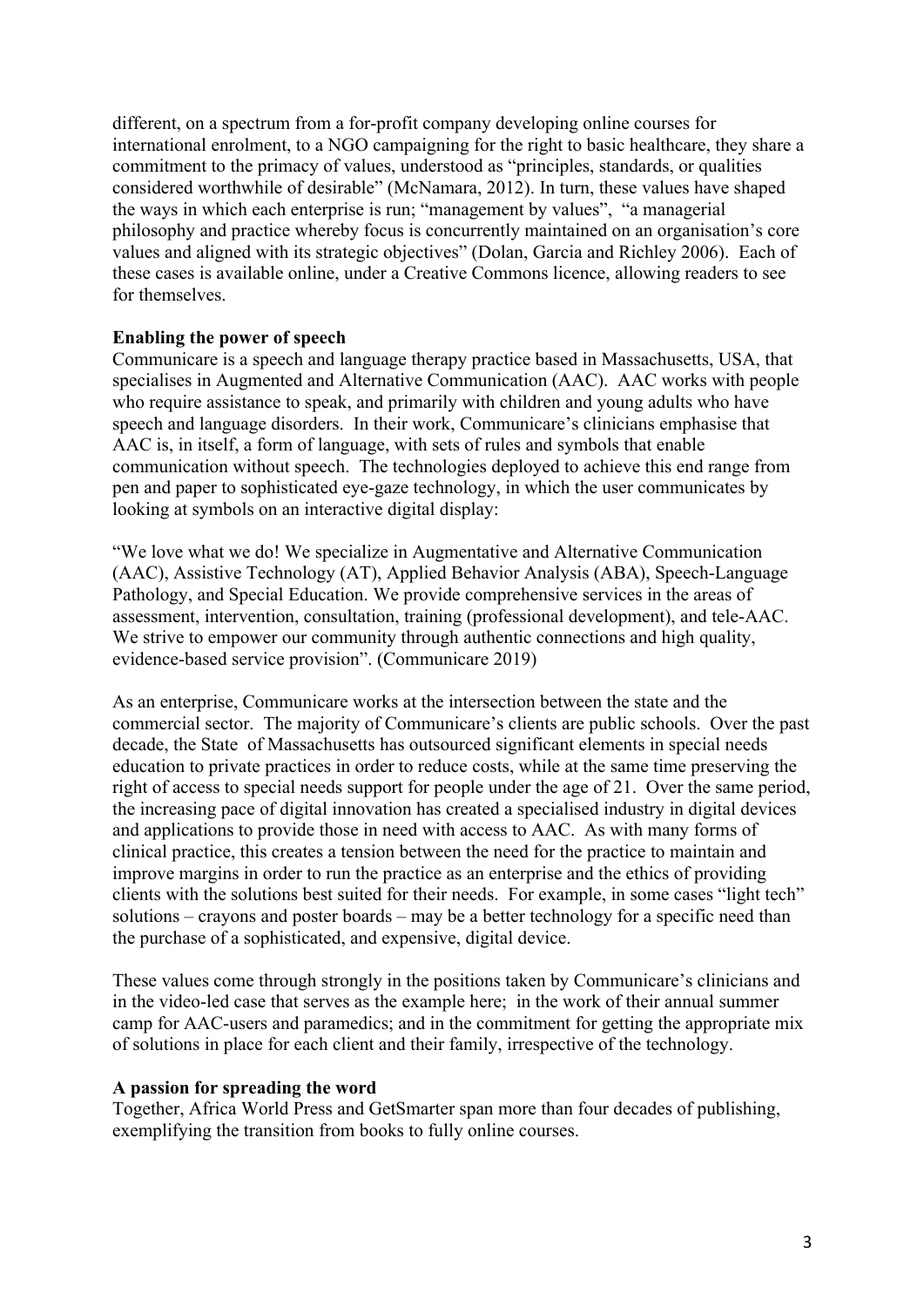different, on a spectrum from a for-profit company developing online courses for international enrolment, to a NGO campaigning for the right to basic healthcare, they share a commitment to the primacy of values, understood as "principles, standards, or qualities considered worthwhile of desirable" (McNamara, 2012). In turn, these values have shaped the ways in which each enterprise is run; "management by values", "a managerial philosophy and practice whereby focus is concurrently maintained on an organisation's core values and aligned with its strategic objectives" (Dolan, Garcia and Richley 2006). Each of these cases is available online, under a Creative Commons licence, allowing readers to see for themselves.

**Enabling the power of speech**

Communicare is a speech and language therapy practice based in Massachusetts, USA, that specialises in Augmented and Alternative Communication (AAC). AAC works with people who require assistance to speak, and primarily with children and young adults who have speech and language disorders. In their work, Communicare's clinicians emphasise that AAC is, in itself, a form of language, with sets of rules and symbols that enable communication without speech. The technologies deployed to achieve this end range from pen and paper to sophisticated eye-gaze technology, in which the user communicates by looking at symbols on an interactive digital display:

"We love what we do! We specialize in Augmentative and Alternative Communication (AAC), Assistive Technology (AT), Applied Behavior Analysis (ABA), Speech-Language Pathology, and Special Education. We provide comprehensive services in the areas of assessment, intervention, consultation, training (professional development), and tele-AAC. We strive to empower our community through authentic connections and high quality, evidence-based service provision". (Communicare 2019)

As an enterprise, Communicare works at the intersection between the state and the commercial sector. The majority of Communicare's clients are public schools. Over the past decade, the State of Massachusetts has outsourced significant elements in special needs education to private practices in order to reduce costs, while at the same time preserving the right of access to special needs support for people under the age of 21. Over the same period, the increasing pace of digital innovation has created a specialised industry in digital devices and applications to provide those in need with access to AAC. As with many forms of clinical practice, this creates a tension between the need for the practice to maintain and improve margins in order to run the practice as an enterprise and the ethics of providing clients with the solutions best suited for their needs. For example, in some cases "light tech" solutions – crayons and poster boards – may be a better technology for a specific need than the purchase of a sophisticated, and expensive, digital device.

These values come through strongly in the positions taken by Communicare's clinicians and in the video-led case that serves as the example here; in the work of their annual summer camp for AAC-users and paramedics; and in the commitment for getting the appropriate mix of solutions in place for each client and their family, irrespective of the technology.

**A passion for spreading the word**

Together, Africa World Press and GetSmarter span more than four decades of publishing, exemplifying the transition from books to fully online courses.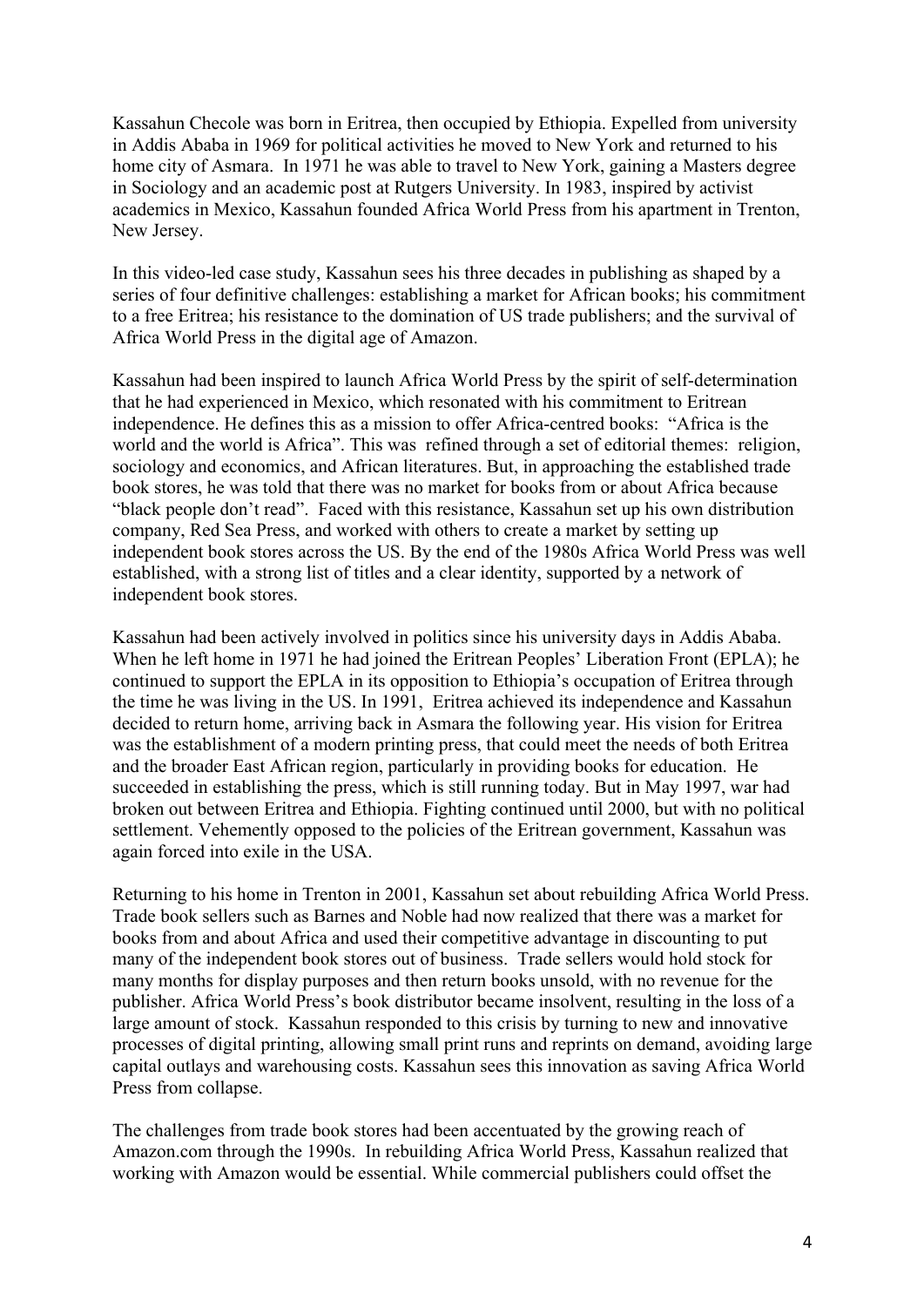Kassahun Checole was born in Eritrea, then occupied by Ethiopia. Expelled from university in Addis Ababa in 1969 for political activities he moved to New York and returned to his home city of Asmara. In 1971 he was able to travel to New York, gaining a Masters degree in Sociology and an academic post at Rutgers University. In 1983, inspired by activist academics in Mexico, Kassahun founded Africa World Press from his apartment in Trenton, New Jersey.

In this video-led case study, Kassahun sees his three decades in publishing as shaped by a series of four definitive challenges: establishing a market for African books; his commitment to a free Eritrea; his resistance to the domination of US trade publishers; and the survival of Africa World Press in the digital age of Amazon.

Kassahun had been inspired to launch Africa World Press by the spirit of self-determination that he had experienced in Mexico, which resonated with his commitment to Eritrean independence. He defines this as a mission to offer Africa-centred books: "Africa is the world and the world is Africa". This was refined through a set of editorial themes: religion, sociology and economics, and African literatures. But, in approaching the established trade book stores, he was told that there was no market for books from or about Africa because "black people don't read". Faced with this resistance, Kassahun set up his own distribution company, Red Sea Press, and worked with others to create a market by setting up independent book stores across the US. By the end of the 1980s Africa World Press was well established, with a strong list of titles and a clear identity, supported by a network of independent book stores.

Kassahun had been actively involved in politics since his university days in Addis Ababa. When he left home in 1971 he had joined the Eritrean Peoples' Liberation Front (EPLA); he continued to support the EPLA in its opposition to Ethiopia's occupation of Eritrea through the time he was living in the US. In 1991, Eritrea achieved its independence and Kassahun decided to return home, arriving back in Asmara the following year. His vision for Eritrea was the establishment of a modern printing press, that could meet the needs of both Eritrea and the broader East African region, particularly in providing books for education. He succeeded in establishing the press, which is still running today. But in May 1997, war had broken out between Eritrea and Ethiopia. Fighting continued until 2000, but with no political settlement. Vehemently opposed to the policies of the Eritrean government, Kassahun was again forced into exile in the USA.

Returning to his home in Trenton in 2001, Kassahun set about rebuilding Africa World Press. Trade book sellers such as Barnes and Noble had now realized that there was a market for books from and about Africa and used their competitive advantage in discounting to put many of the independent book stores out of business. Trade sellers would hold stock for many months for display purposes and then return books unsold, with no revenue for the publisher. Africa World Press's book distributor became insolvent, resulting in the loss of a large amount of stock. Kassahun responded to this crisis by turning to new and innovative processes of digital printing, allowing small print runs and reprints on demand, avoiding large capital outlays and warehousing costs. Kassahun sees this innovation as saving Africa World Press from collapse.

The challenges from trade book stores had been accentuated by the growing reach of Amazon.com through the 1990s. In rebuilding Africa World Press, Kassahun realized that working with Amazon would be essential. While commercial publishers could offset the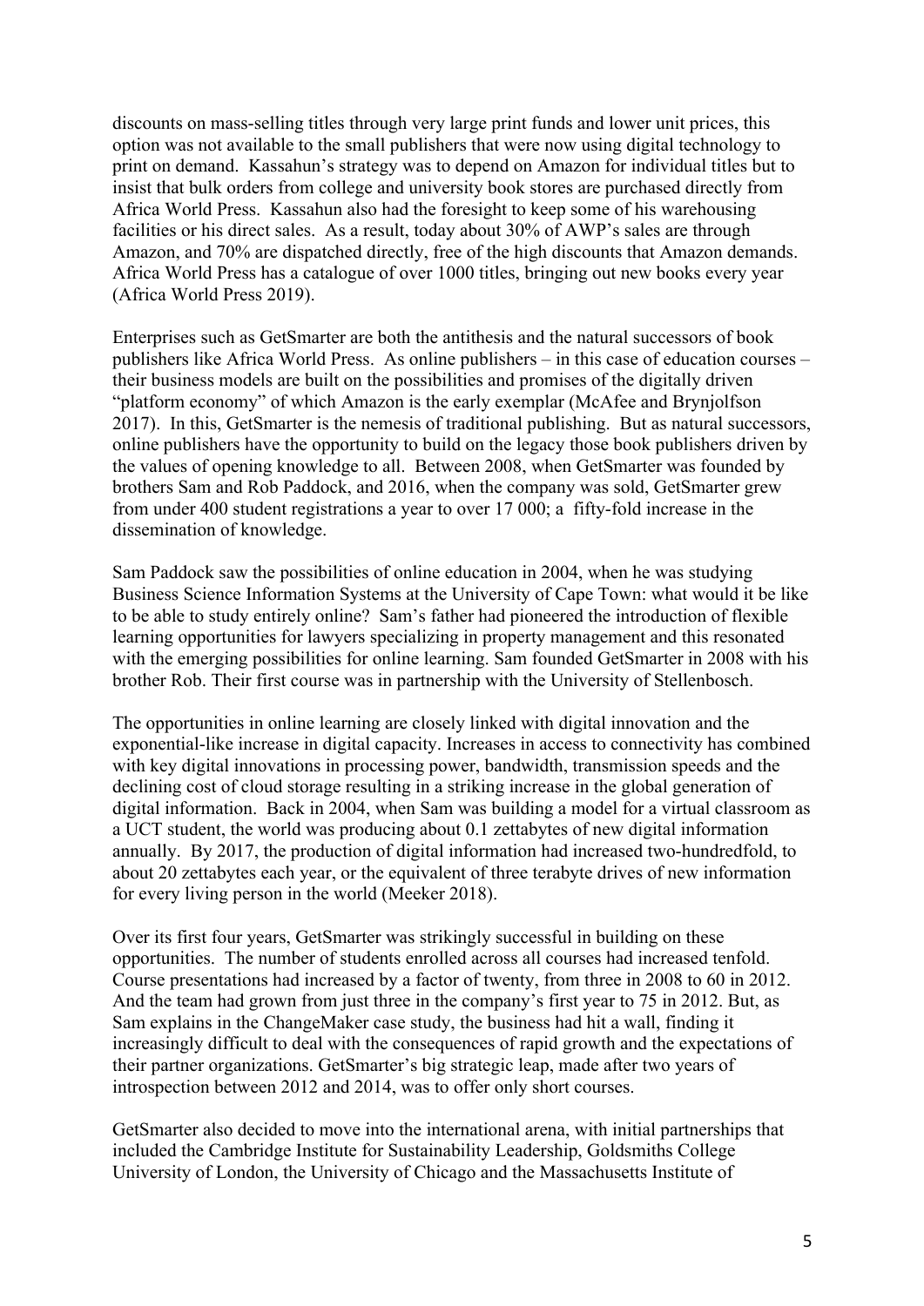discounts on mass-selling titles through very large print funds and lower unit prices, this option was not available to the small publishers that were now using digital technology to print on demand. Kassahun's strategy was to depend on Amazon for individual titles but to insist that bulk orders from college and university book stores are purchased directly from Africa World Press. Kassahun also had the foresight to keep some of his warehousing facilities or his direct sales. As a result, today about 30% of AWP's sales are through Amazon, and 70% are dispatched directly, free of the high discounts that Amazon demands. Africa World Press has a catalogue of over 1000 titles, bringing out new books every year (Africa World Press 2019).

Enterprises such as GetSmarter are both the antithesis and the natural successors of book publishers like Africa World Press. As online publishers – in this case of education courses – their business models are built on the possibilities and promises of the digitally driven "platform economy" of which Amazon is the early exemplar (McAfee and Brynjolfson 2017). In this, GetSmarter is the nemesis of traditional publishing. But as natural successors, online publishers have the opportunity to build on the legacy those book publishers driven by the values of opening knowledge to all. Between 2008, when GetSmarter was founded by brothers Sam and Rob Paddock, and 2016, when the company was sold, GetSmarter grew from under 400 student registrations a year to over 17 000; a fifty-fold increase in the dissemination of knowledge.

Sam Paddock saw the possibilities of online education in 2004, when he was studying Business Science Information Systems at the University of Cape Town: what would it be like to be able to study entirely online? Sam's father had pioneered the introduction of flexible learning opportunities for lawyers specializing in property management and this resonated with the emerging possibilities for online learning. Sam founded GetSmarter in 2008 with his brother Rob. Their first course was in partnership with the University of Stellenbosch.

The opportunities in online learning are closely linked with digital innovation and the exponential-like increase in digital capacity. Increases in access to connectivity has combined with key digital innovations in processing power, bandwidth, transmission speeds and the declining cost of cloud storage resulting in a striking increase in the global generation of digital information. Back in 2004, when Sam was building a model for a virtual classroom as a UCT student, the world was producing about 0.1 zettabytes of new digital information annually. By 2017, the production of digital information had increased two-hundredfold, to about 20 zettabytes each year, or the equivalent of three terabyte drives of new information for every living person in the world (Meeker 2018).

Over its first four years, GetSmarter was strikingly successful in building on these opportunities. The number of students enrolled across all courses had increased tenfold. Course presentations had increased by a factor of twenty, from three in 2008 to 60 in 2012. And the team had grown from just three in the company's first year to 75 in 2012. But, as Sam explains in the ChangeMaker case study, the business had hit a wall, finding it increasingly difficult to deal with the consequences of rapid growth and the expectations of their partner organizations. GetSmarter's big strategic leap, made after two years of introspection between 2012 and 2014, was to offer only short courses.

GetSmarter also decided to move into the international arena, with initial partnerships that included the Cambridge Institute for Sustainability Leadership, Goldsmiths College University of London, the University of Chicago and the Massachusetts Institute of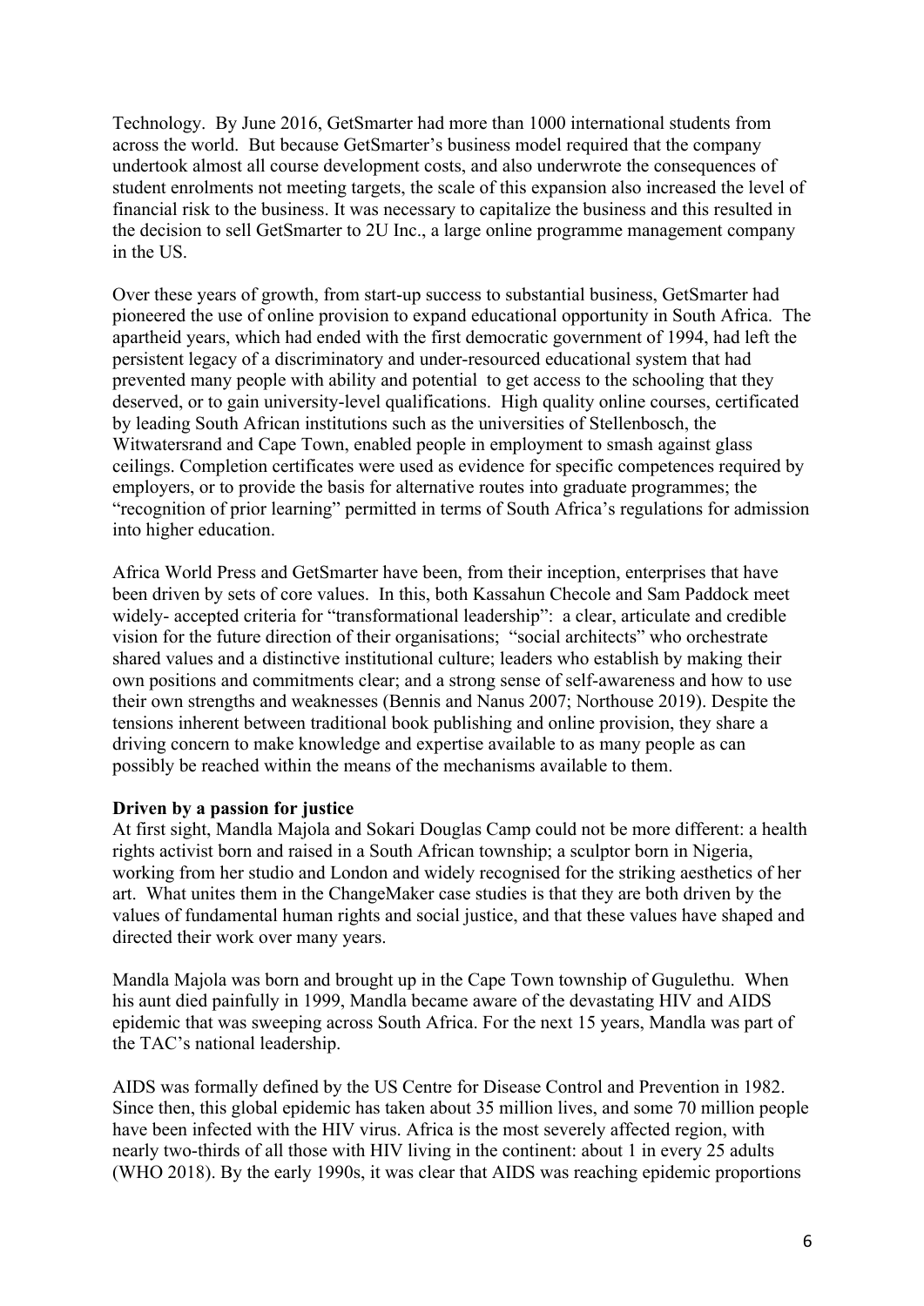Technology. By June 2016, GetSmarter had more than 1000 international students from across the world. But because GetSmarter's business model required that the company undertook almost all course development costs, and also underwrote the consequences of student enrolments not meeting targets, the scale of this expansion also increased the level of financial risk to the business. It was necessary to capitalize the business and this resulted in the decision to sell GetSmarter to 2U Inc., a large online programme management company in the US.

Over these years of growth, from start-up success to substantial business, GetSmarter had pioneered the use of online provision to expand educational opportunity in South Africa. The apartheid years, which had ended with the first democratic government of 1994, had left the persistent legacy of a discriminatory and under-resourced educational system that had prevented many people with ability and potential to get access to the schooling that they deserved, or to gain university-level qualifications. High quality online courses, certificated by leading South African institutions such as the universities of Stellenbosch, the Witwatersrand and Cape Town, enabled people in employment to smash against glass ceilings. Completion certificates were used as evidence for specific competences required by employers, or to provide the basis for alternative routes into graduate programmes; the "recognition of prior learning" permitted in terms of South Africa's regulations for admission into higher education.

Africa World Press and GetSmarter have been, from their inception, enterprises that have been driven by sets of core values. In this, both Kassahun Checole and Sam Paddock meet widely- accepted criteria for "transformational leadership": a clear, articulate and credible vision for the future direction of their organisations; "social architects" who orchestrate shared values and a distinctive institutional culture; leaders who establish by making their own positions and commitments clear; and a strong sense of self-awareness and how to use their own strengths and weaknesses (Bennis and Nanus 2007; Northouse 2019). Despite the tensions inherent between traditional book publishing and online provision, they share a driving concern to make knowledge and expertise available to as many people as can possibly be reached within the means of the mechanisms available to them.

**Driven by a passion for justice**

At first sight, Mandla Majola and Sokari Douglas Camp could not be more different: a health rights activist born and raised in a South African township; a sculptor born in Nigeria, working from her studio and London and widely recognised for the striking aesthetics of her art. What unites them in the ChangeMaker case studies is that they are both driven by the values of fundamental human rights and social justice, and that these values have shaped and directed their work over many years.

Mandla Majola was born and brought up in the Cape Town township of Gugulethu. When his aunt died painfully in 1999, Mandla became aware of the devastating HIV and AIDS epidemic that was sweeping across South Africa. For the next 15 years, Mandla was part of the TAC's national leadership.

AIDS was formally defined by the US Centre for Disease Control and Prevention in 1982. Since then, this global epidemic has taken about 35 million lives, and some 70 million people have been infected with the HIV virus. Africa is the most severely affected region, with nearly two-thirds of all those with HIV living in the continent: about 1 in every 25 adults (WHO 2018). By the early 1990s, it was clear that AIDS was reaching epidemic proportions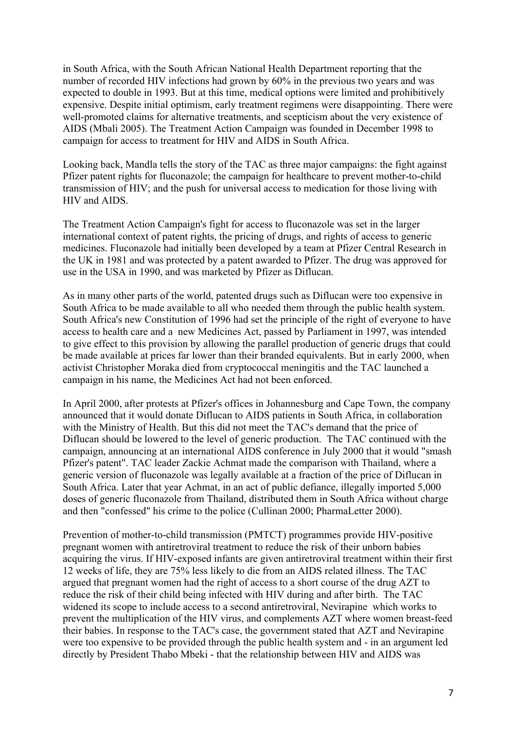in South Africa, with the South African National Health Department reporting that the number of recorded HIV infections had grown by 60% in the previous two years and was expected to double in 1993. But at this time, medical options were limited and prohibitively expensive. Despite initial optimism, early treatment regimens were disappointing. There were well-promoted claims for alternative treatments, and scepticism about the very existence of AIDS (Mbali 2005). The Treatment Action Campaign was founded in December 1998 to campaign for access to treatment for HIV and AIDS in South Africa.

Looking back, Mandla tells the story of the TAC as three major campaigns: the fight against Pfizer patent rights for fluconazole; the campaign for healthcare to prevent mother-to-child transmission of HIV; and the push for universal access to medication for those living with HIV and AIDS.

The Treatment Action Campaign's fight for access to fluconazole was set in the larger international context of patent rights, the pricing of drugs, and rights of access to generic medicines. Fluconazole had initially been developed by a team at Pfizer Central Research in the UK in 1981 and was protected by a patent awarded to Pfizer. The drug was approved for use in the USA in 1990, and was marketed by Pfizer as Diflucan.

As in many other parts of the world, patented drugs such as Diflucan were too expensive in South Africa to be made available to all who needed them through the public health system. South Africa's new Constitution of 1996 had set the principle of the right of everyone to have access to health care and a new Medicines Act, passed by Parliament in 1997, was intended to give effect to this provision by allowing the parallel production of generic drugs that could be made available at prices far lower than their branded equivalents. But in early 2000, when activist Christopher Moraka died from cryptococcal meningitis and the TAC launched a campaign in his name, the Medicines Act had not been enforced.

In April 2000, after protests at Pfizer's offices in Johannesburg and Cape Town, the company announced that it would donate Diflucan to AIDS patients in South Africa, in collaboration with the Ministry of Health. But this did not meet the TAC's demand that the price of Diflucan should be lowered to the level of generic production. The TAC continued with the campaign, announcing at an international AIDS conference in July 2000 that it would "smash Pfizer's patent". TAC leader Zackie Achmat made the comparison with Thailand, where a generic version of fluconazole was legally available at a fraction of the price of Diflucan in South Africa. Later that year Achmat, in an act of public defiance, illegally imported 5,000 doses of generic fluconazole from Thailand, distributed them in South Africa without charge and then "confessed" his crime to the police (Cullinan 2000; PharmaLetter 2000).

Prevention of mother-to-child transmission (PMTCT) programmes provide HIV-positive pregnant women with antiretroviral treatment to reduce the risk of their unborn babies acquiring the virus. If HIV-exposed infants are given antiretroviral treatment within their first 12 weeks of life, they are 75% less likely to die from an AIDS related illness. The TAC argued that pregnant women had the right of access to a short course of the drug AZT to reduce the risk of their child being infected with HIV during and after birth. The TAC widened its scope to include access to a second antiretroviral, Nevirapine which works to prevent the multiplication of the HIV virus, and complements AZT where women breast-feed their babies. In response to the TAC's case, the government stated that AZT and Nevirapine were too expensive to be provided through the public health system and - in an argument led directly by President Thabo Mbeki - that the relationship between HIV and AIDS was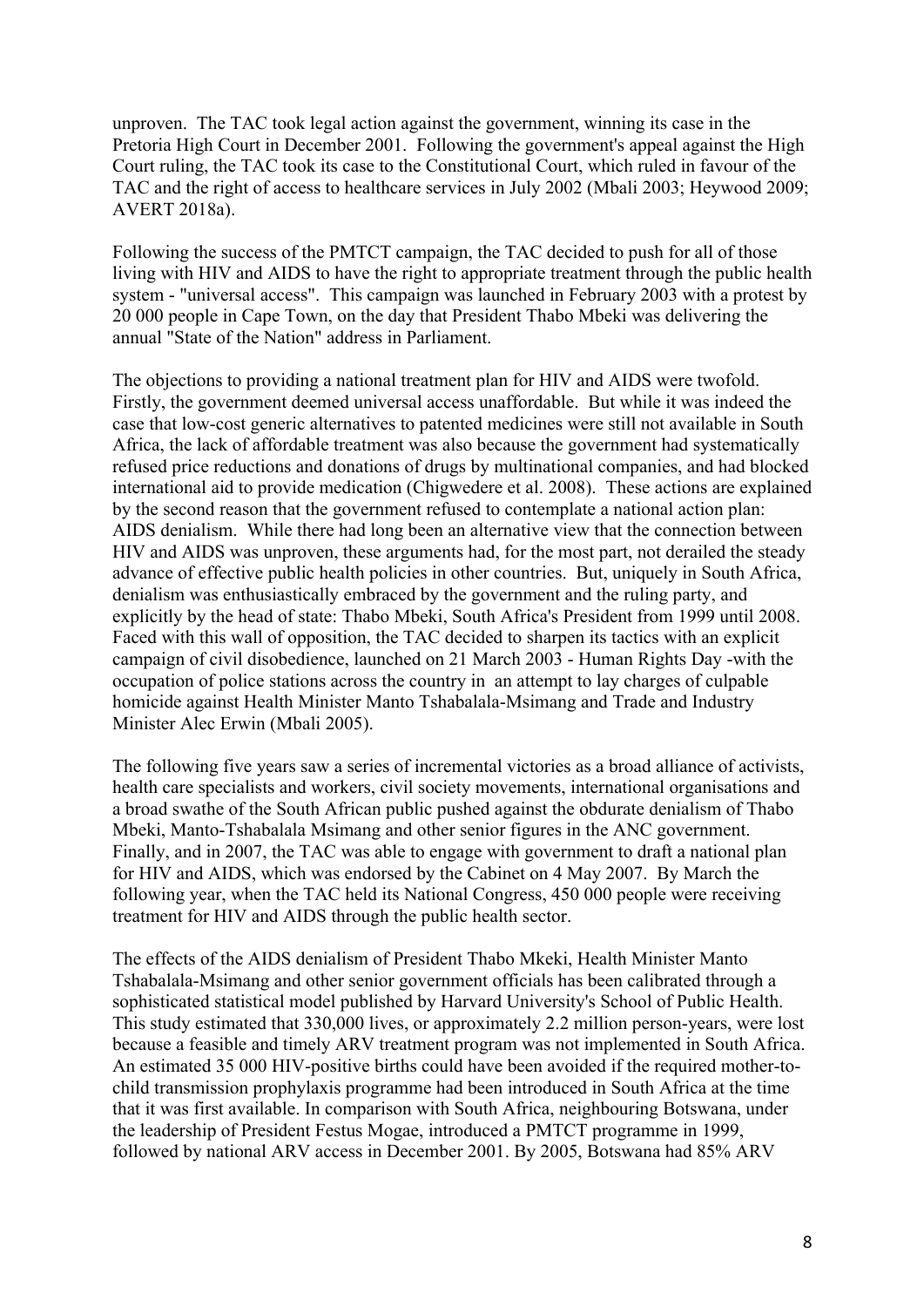unproven. The TAC took legal action against the government, winning its case in the Pretoria High Court in December 2001. Following the government's appeal against the High Court ruling, the TAC took its case to the Constitutional Court, which ruled in favour of the TAC and the right of access to healthcare services in July 2002 (Mbali 2003; Heywood 2009; AVERT 2018a).

Following the success of the PMTCT campaign, the TAC decided to push for all of those living with HIV and AIDS to have the right to appropriate treatment through the public health system - "universal access". This campaign was launched in February 2003 with a protest by 20 000 people in Cape Town, on the day that President Thabo Mbeki was delivering the annual "State of the Nation" address in Parliament.

The objections to providing a national treatment plan for HIV and AIDS were twofold. Firstly, the government deemed universal access unaffordable. But while it was indeed the case that low-cost generic alternatives to patented medicines were still not available in South Africa, the lack of affordable treatment was also because the government had systematically refused price reductions and donations of drugs by multinational companies, and had blocked international aid to provide medication (Chigwedere et al. 2008). These actions are explained by the second reason that the government refused to contemplate a national action plan: AIDS denialism. While there had long been an alternative view that the connection between HIV and AIDS was unproven, these arguments had, for the most part, not derailed the steady advance of effective public health policies in other countries. But, uniquely in South Africa, denialism was enthusiastically embraced by the government and the ruling party, and explicitly by the head of state: Thabo Mbeki, South Africa's President from 1999 until 2008. Faced with this wall of opposition, the TAC decided to sharpen its tactics with an explicit campaign of civil disobedience, launched on 21 March 2003 - Human Rights Day -with the occupation of police stations across the country in an attempt to lay charges of culpable homicide against Health Minister Manto Tshabalala-Msimang and Trade and Industry Minister Alec Erwin (Mbali 2005).

The following five years saw a series of incremental victories as a broad alliance of activists, health care specialists and workers, civil society movements, international organisations and a broad swathe of the South African public pushed against the obdurate denialism of Thabo Mbeki, Manto-Tshabalala Msimang and other senior figures in the ANC government. Finally, and in 2007, the TAC was able to engage with government to draft a national plan for HIV and AIDS, which was endorsed by the Cabinet on 4 May 2007. By March the following year, when the TAC held its National Congress, 450 000 people were receiving treatment for HIV and AIDS through the public health sector.

The effects of the AIDS denialism of President Thabo Mkeki, Health Minister Manto Tshabalala-Msimang and other senior government officials has been calibrated through a sophisticated statistical model published by Harvard University's School of Public Health. This study estimated that 330,000 lives, or approximately 2.2 million person-years, were lost because a feasible and timely ARV treatment program was not implemented in South Africa. An estimated 35 000 HIV-positive births could have been avoided if the required mother-to-child transmission prophylaxis programme had been introduced in South Africa at the time that it was first available. In comparison with South Africa, neighbouring Botswana, under the leadership of President Festus Mogae, introduced a PMTCT programme in 1999, followed by national ARV access in December 2001. By 2005, Botswana had 85% ARV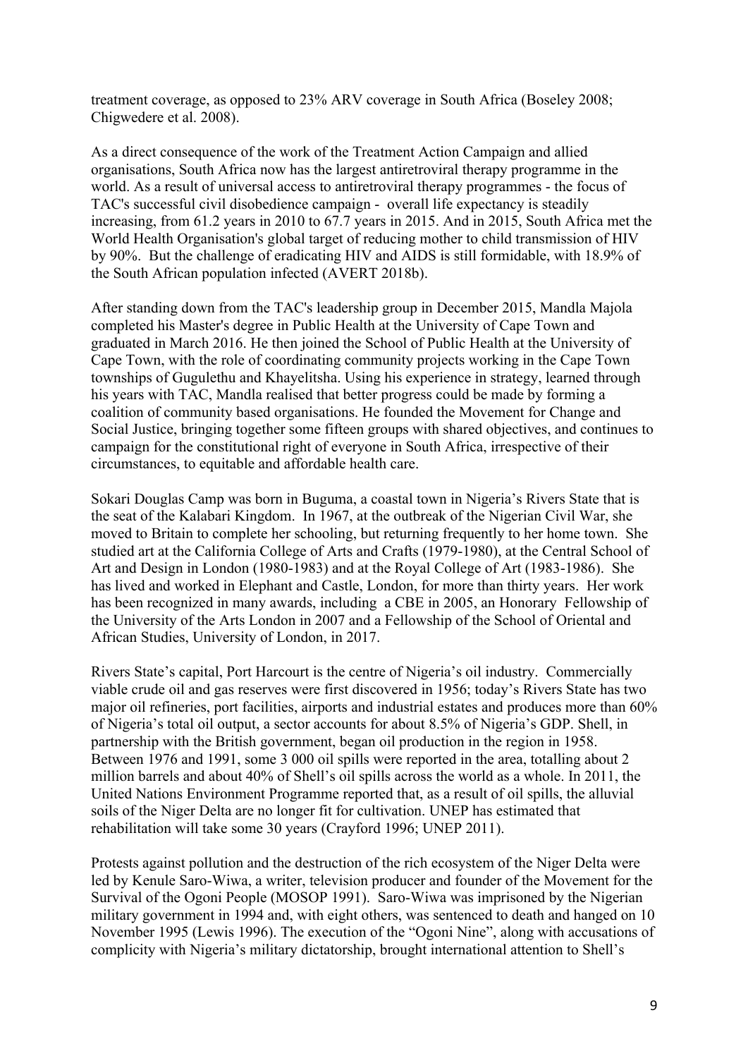treatment coverage, as opposed to 23% ARV coverage in South Africa (Boseley 2008; Chigwedere et al. 2008).

As a direct consequence of the work of the Treatment Action Campaign and allied organisations, South Africa now has the largest antiretroviral therapy programme in the world. As a result of universal access to antiretroviral therapy programmes - the focus of TAC's successful civil disobedience campaign - overall life expectancy is steadily increasing, from 61.2 years in 2010 to 67.7 years in 2015. And in 2015, South Africa met the World Health Organisation's global target of reducing mother to child transmission of HIV by 90%. But the challenge of eradicating HIV and AIDS is still formidable, with 18.9% of the South African population infected (AVERT 2018b).

After standing down from the TAC's leadership group in December 2015, Mandla Majola completed his Master's degree in Public Health at the University of Cape Town and graduated in March 2016. He then joined the School of Public Health at the University of Cape Town, with the role of coordinating community projects working in the Cape Town townships of Gugulethu and Khayelitsha. Using his experience in strategy, learned through his years with TAC, Mandla realised that better progress could be made by forming a coalition of community based organisations. He founded the Movement for Change and Social Justice, bringing together some fifteen groups with shared objectives, and continues to campaign for the constitutional right of everyone in South Africa, irrespective of their circumstances, to equitable and affordable health care.

Sokari Douglas Camp was born in Buguma, a coastal town in Nigeria's Rivers State that is the seat of the Kalabari Kingdom. In 1967, at the outbreak of the Nigerian Civil War, she moved to Britain to complete her schooling, but returning frequently to her home town. She studied art at the California College of Arts and Crafts (1979-1980), at the Central School of Art and Design in London (1980-1983) and at the Royal College of Art (1983-1986). She has lived and worked in Elephant and Castle, London, for more than thirty years. Her work has been recognized in many awards, including a CBE in 2005, an Honorary Fellowship of the University of the Arts London in 2007 and a Fellowship of the School of Oriental and African Studies, University of London, in 2017.

Rivers State's capital, Port Harcourt is the centre of Nigeria's oil industry. Commercially viable crude oil and gas reserves were first discovered in 1956; today's Rivers State has two major oil refineries, port facilities, airports and industrial estates and produces more than 60% of Nigeria's total oil output, a sector accounts for about 8.5% of Nigeria's GDP. Shell, in partnership with the British government, began oil production in the region in 1958. Between 1976 and 1991, some 3 000 oil spills were reported in the area, totalling about 2 million barrels and about 40% of Shell's oil spills across the world as a whole. In 2011, the United Nations Environment Programme reported that, as a result of oil spills, the alluvial soils of the Niger Delta are no longer fit for cultivation. UNEP has estimated that rehabilitation will take some 30 years (Crayford 1996; UNEP 2011).

Protests against pollution and the destruction of the rich ecosystem of the Niger Delta were led by Kenule Saro-Wiwa, a writer, television producer and founder of the Movement for the Survival of the Ogoni People (MOSOP 1991). Saro-Wiwa was imprisoned by the Nigerian military government in 1994 and, with eight others, was sentenced to death and hanged on 10 November 1995 (Lewis 1996). The execution of the "Ogoni Nine", along with accusations of complicity with Nigeria's military dictatorship, brought international attention to Shell's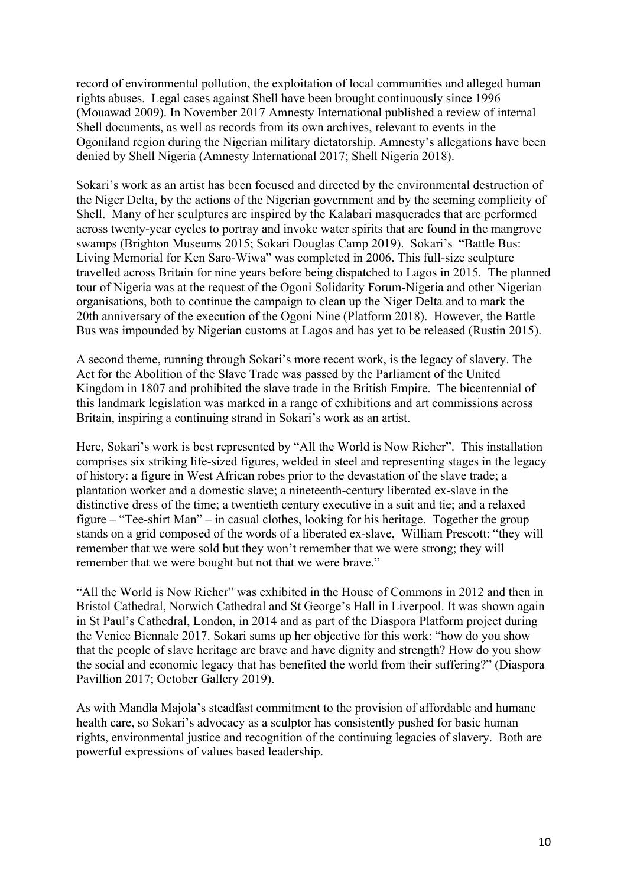record of environmental pollution, the exploitation of local communities and alleged human rights abuses. Legal cases against Shell have been brought continuously since 1996 (Mouawad 2009). In November 2017 Amnesty International published a review of internal Shell documents, as well as records from its own archives, relevant to events in the Ogoniland region during the Nigerian military dictatorship. Amnesty's allegations have been denied by Shell Nigeria (Amnesty International 2017; Shell Nigeria 2018).

Sokari's work as an artist has been focused and directed by the environmental destruction of the Niger Delta, by the actions of the Nigerian government and by the seeming complicity of Shell. Many of her sculptures are inspired by the Kalabari masquerades that are performed across twenty-year cycles to portray and invoke water spirits that are found in the mangrove swamps (Brighton Museums 2015; Sokari Douglas Camp 2019). Sokari's "Battle Bus: Living Memorial for Ken Saro-Wiwa" was completed in 2006. This full-size sculpture travelled across Britain for nine years before being dispatched to Lagos in 2015. The planned tour of Nigeria was at the request of the Ogoni Solidarity Forum-Nigeria and other Nigerian organisations, both to continue the campaign to clean up the Niger Delta and to mark the 20th anniversary of the execution of the Ogoni Nine (Platform 2018). However, the Battle Bus was impounded by Nigerian customs at Lagos and has yet to be released (Rustin 2015).

A second theme, running through Sokari's more recent work, is the legacy of slavery. The Act for the Abolition of the Slave Trade was passed by the Parliament of the United Kingdom in 1807 and prohibited the slave trade in the British Empire. The bicentennial of this landmark legislation was marked in a range of exhibitions and art commissions across Britain, inspiring a continuing strand in Sokari's work as an artist.

Here, Sokari's work is best represented by "All the World is Now Richer". This installation comprises six striking life-sized figures, welded in steel and representing stages in the legacy of history: a figure in West African robes prior to the devastation of the slave trade; a plantation worker and a domestic slave; a nineteenth-century liberated ex-slave in the distinctive dress of the time; a twentieth century executive in a suit and tie; and a relaxed figure – "Tee-shirt Man" – in casual clothes, looking for his heritage. Together the group stands on a grid composed of the words of a liberated ex-slave, William Prescott: "they will remember that we were sold but they won't remember that we were strong; they will remember that we were bought but not that we were brave."

"All the World is Now Richer" was exhibited in the House of Commons in 2012 and then in Bristol Cathedral, Norwich Cathedral and St George's Hall in Liverpool. It was shown again in St Paul's Cathedral, London, in 2014 and as part of the Diaspora Platform project during the Venice Biennale 2017. Sokari sums up her objective for this work: "how do you show that the people of slave heritage are brave and have dignity and strength? How do you show the social and economic legacy that has benefited the world from their suffering?" (Diaspora Pavillion 2017; October Gallery 2019).

As with Mandla Majola's steadfast commitment to the provision of affordable and humane health care, so Sokari's advocacy as a sculptor has consistently pushed for basic human rights, environmental justice and recognition of the continuing legacies of slavery. Both are powerful expressions of values based leadership.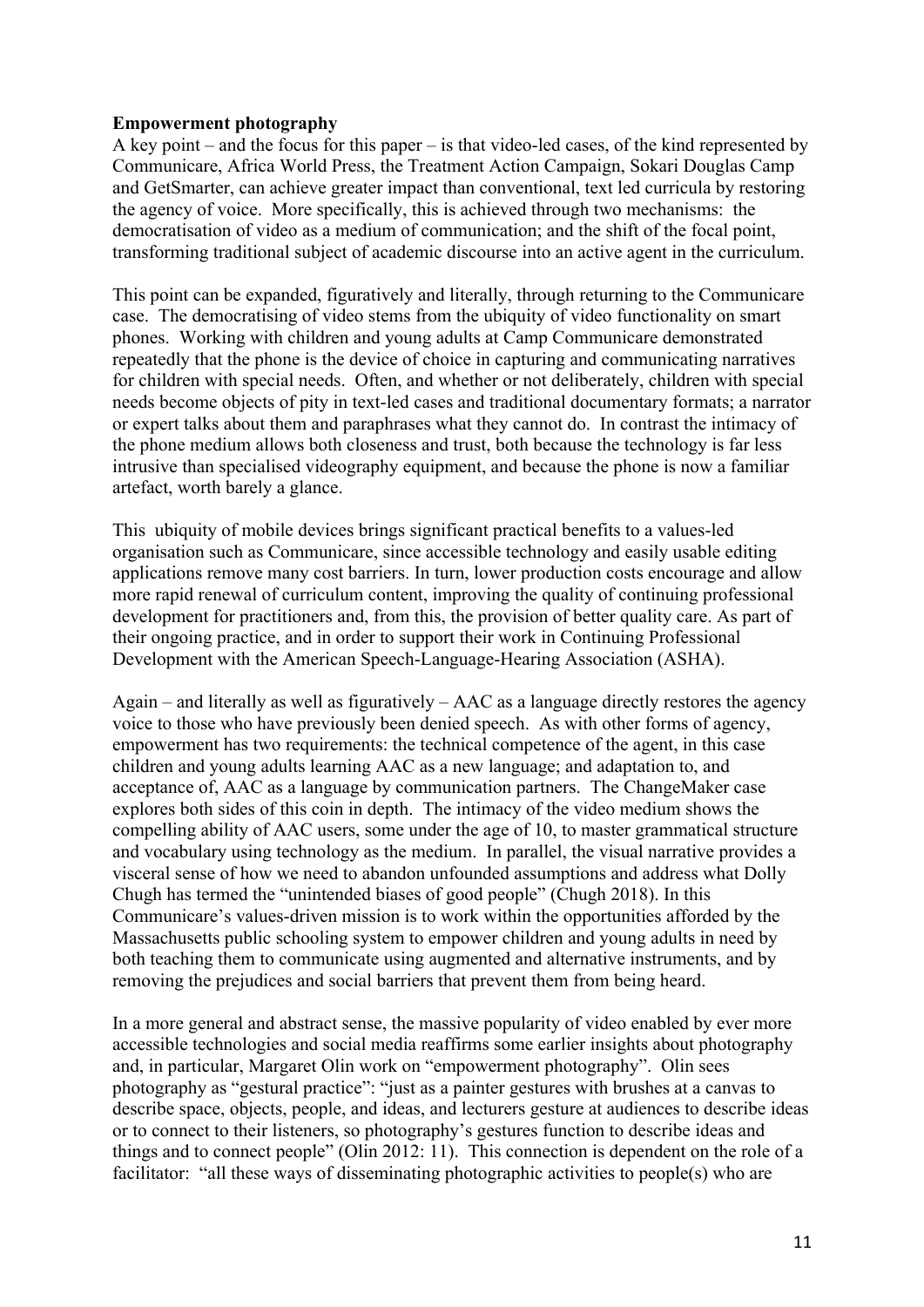**Empowerment photography**

A key point – and the focus for this paper – is that video-led cases, of the kind represented by Communicare, Africa World Press, the Treatment Action Campaign, Sokari Douglas Camp and GetSmarter, can achieve greater impact than conventional, text led curricula by restoring the agency of voice. More specifically, this is achieved through two mechanisms: the democratisation of video as a medium of communication; and the shift of the focal point, transforming traditional subject of academic discourse into an active agent in the curriculum.

This point can be expanded, figuratively and literally, through returning to the Communicare case. The democratising of video stems from the ubiquity of video functionality on smart phones. Working with children and young adults at Camp Communicare demonstrated repeatedly that the phone is the device of choice in capturing and communicating narratives for children with special needs. Often, and whether or not deliberately, children with special needs become objects of pity in text-led cases and traditional documentary formats; a narrator or expert talks about them and paraphrases what they cannot do. In contrast the intimacy of the phone medium allows both closeness and trust, both because the technology is far less intrusive than specialised videography equipment, and because the phone is now a familiar artefact, worth barely a glance.

This ubiquity of mobile devices brings significant practical benefits to a values-led organisation such as Communicare, since accessible technology and easily usable editing applications remove many cost barriers. In turn, lower production costs encourage and allow more rapid renewal of curriculum content, improving the quality of continuing professional development for practitioners and, from this, the provision of better quality care. As part of their ongoing practice, and in order to support their work in Continuing Professional Development with the American Speech-Language-Hearing Association (ASHA).

Again – and literally as well as figuratively – AAC as a language directly restores the agency voice to those who have previously been denied speech. As with other forms of agency, empowerment has two requirements: the technical competence of the agent, in this case children and young adults learning AAC as a new language; and adaptation to, and acceptance of, AAC as a language by communication partners. The ChangeMaker case explores both sides of this coin in depth. The intimacy of the video medium shows the compelling ability of AAC users, some under the age of 10, to master grammatical structure and vocabulary using technology as the medium. In parallel, the visual narrative provides a visceral sense of how we need to abandon unfounded assumptions and address what Dolly Chugh has termed the "unintended biases of good people" (Chugh 2018). In this Communicare's values-driven mission is to work within the opportunities afforded by the Massachusetts public schooling system to empower children and young adults in need by both teaching them to communicate using augmented and alternative instruments, and by removing the prejudices and social barriers that prevent them from being heard.

In a more general and abstract sense, the massive popularity of video enabled by ever more accessible technologies and social media reaffirms some earlier insights about photography and, in particular, Margaret Olin work on "empowerment photography". Olin sees photography as "gestural practice": "just as a painter gestures with brushes at a canvas to describe space, objects, people, and ideas, and lecturers gesture at audiences to describe ideas or to connect to their listeners, so photography's gestures function to describe ideas and things and to connect people" (Olin 2012: 11). This connection is dependent on the role of a facilitator: "all these ways of disseminating photographic activities to people(s) who are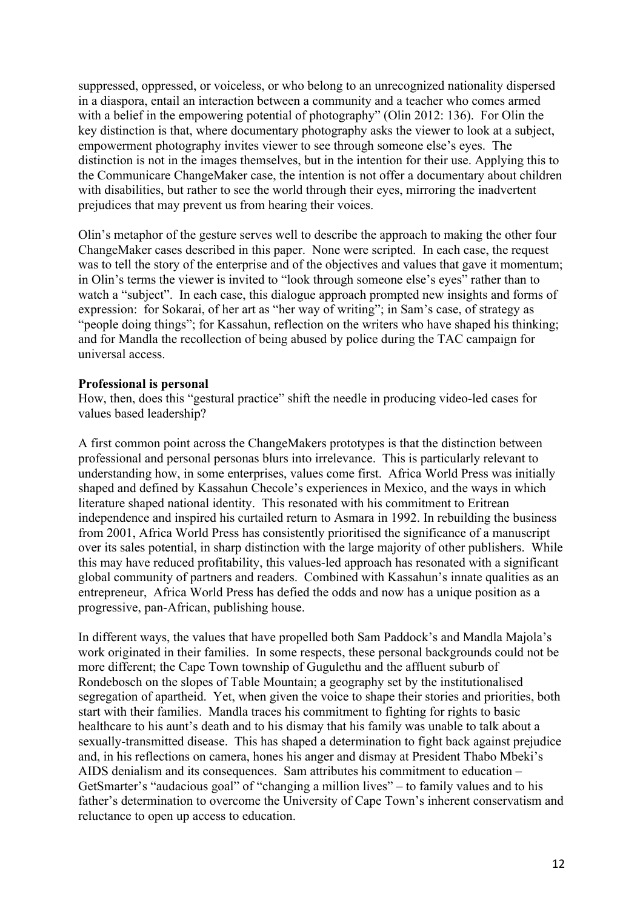suppressed, oppressed, or voiceless, or who belong to an unrecognized nationality dispersed in a diaspora, entail an interaction between a community and a teacher who comes armed with a belief in the empowering potential of photography" (Olin 2012: 136). For Olin the key distinction is that, where documentary photography asks the viewer to look at a subject, empowerment photography invites viewer to see through someone else's eyes. The distinction is not in the images themselves, but in the intention for their use. Applying this to the Communicare ChangeMaker case, the intention is not offer a documentary about children with disabilities, but rather to see the world through their eyes, mirroring the inadvertent prejudices that may prevent us from hearing their voices.

Olin's metaphor of the gesture serves well to describe the approach to making the other four ChangeMaker cases described in this paper. None were scripted. In each case, the request was to tell the story of the enterprise and of the objectives and values that gave it momentum; in Olin's terms the viewer is invited to "look through someone else's eyes" rather than to watch a "subject". In each case, this dialogue approach prompted new insights and forms of expression: for Sokarai, of her art as "her way of writing"; in Sam's case, of strategy as "people doing things"; for Kassahun, reflection on the writers who have shaped his thinking; and for Mandla the recollection of being abused by police during the TAC campaign for universal access.

**Professional is personal**

How, then, does this "gestural practice" shift the needle in producing video-led cases for values based leadership?

A first common point across the ChangeMakers prototypes is that the distinction between professional and personal personas blurs into irrelevance. This is particularly relevant to understanding how, in some enterprises, values come first. Africa World Press was initially shaped and defined by Kassahun Checole's experiences in Mexico, and the ways in which literature shaped national identity. This resonated with his commitment to Eritrean independence and inspired his curtailed return to Asmara in 1992. In rebuilding the business from 2001, Africa World Press has consistently prioritised the significance of a manuscript over its sales potential, in sharp distinction with the large majority of other publishers. While this may have reduced profitability, this values-led approach has resonated with a significant global community of partners and readers. Combined with Kassahun's innate qualities as an entrepreneur, Africa World Press has defied the odds and now has a unique position as a progressive, pan-African, publishing house.

In different ways, the values that have propelled both Sam Paddock's and Mandla Majola's work originated in their families. In some respects, these personal backgrounds could not be more different; the Cape Town township of Gugulethu and the affluent suburb of Rondebosch on the slopes of Table Mountain; a geography set by the institutionalised segregation of apartheid. Yet, when given the voice to shape their stories and priorities, both start with their families. Mandla traces his commitment to fighting for rights to basic healthcare to his aunt's death and to his dismay that his family was unable to talk about a sexually-transmitted disease. This has shaped a determination to fight back against prejudice and, in his reflections on camera, hones his anger and dismay at President Thabo Mbeki's AIDS denialism and its consequences. Sam attributes his commitment to education – GetSmarter's "audacious goal" of "changing a million lives" – to family values and to his father's determination to overcome the University of Cape Town's inherent conservatism and reluctance to open up access to education.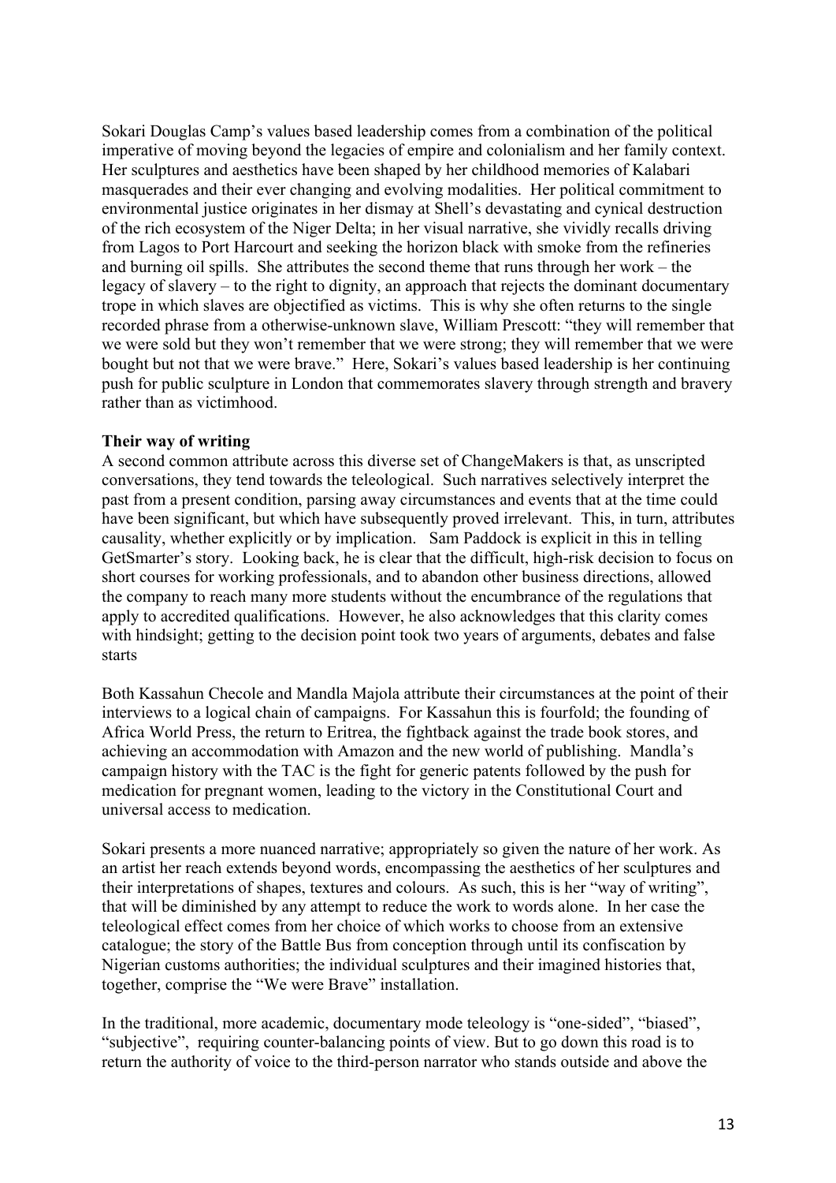Sokari Douglas Camp's values based leadership comes from a combination of the political imperative of moving beyond the legacies of empire and colonialism and her family context. Her sculptures and aesthetics have been shaped by her childhood memories of Kalabari masquerades and their ever changing and evolving modalities. Her political commitment to environmental justice originates in her dismay at Shell's devastating and cynical destruction of the rich ecosystem of the Niger Delta; in her visual narrative, she vividly recalls driving from Lagos to Port Harcourt and seeking the horizon black with smoke from the refineries and burning oil spills. She attributes the second theme that runs through her work – the legacy of slavery – to the right to dignity, an approach that rejects the dominant documentary trope in which slaves are objectified as victims. This is why she often returns to the single recorded phrase from a otherwise-unknown slave, William Prescott: "they will remember that we were sold but they won't remember that we were strong; they will remember that we were bought but not that we were brave." Here, Sokari's values based leadership is her continuing push for public sculpture in London that commemorates slavery through strength and bravery rather than as victimhood.

**Their way of writing**

A second common attribute across this diverse set of ChangeMakers is that, as unscripted conversations, they tend towards the teleological. Such narratives selectively interpret the past from a present condition, parsing away circumstances and events that at the time could have been significant, but which have subsequently proved irrelevant. This, in turn, attributes causality, whether explicitly or by implication. Sam Paddock is explicit in this in telling GetSmarter's story. Looking back, he is clear that the difficult, high-risk decision to focus on short courses for working professionals, and to abandon other business directions, allowed the company to reach many more students without the encumbrance of the regulations that apply to accredited qualifications. However, he also acknowledges that this clarity comes with hindsight; getting to the decision point took two years of arguments, debates and false starts

Both Kassahun Checole and Mandla Majola attribute their circumstances at the point of their interviews to a logical chain of campaigns. For Kassahun this is fourfold; the founding of Africa World Press, the return to Eritrea, the fightback against the trade book stores, and achieving an accommodation with Amazon and the new world of publishing. Mandla's campaign history with the TAC is the fight for generic patents followed by the push for medication for pregnant women, leading to the victory in the Constitutional Court and universal access to medication.

Sokari presents a more nuanced narrative; appropriately so given the nature of her work. As an artist her reach extends beyond words, encompassing the aesthetics of her sculptures and their interpretations of shapes, textures and colours. As such, this is her "way of writing", that will be diminished by any attempt to reduce the work to words alone. In her case the teleological effect comes from her choice of which works to choose from an extensive catalogue; the story of the Battle Bus from conception through until its confiscation by Nigerian customs authorities; the individual sculptures and their imagined histories that, together, comprise the "We were Brave" installation.

In the traditional, more academic, documentary mode teleology is "one-sided", "biased", "subjective", requiring counter-balancing points of view. But to go down this road is to return the authority of voice to the third-person narrator who stands outside and above the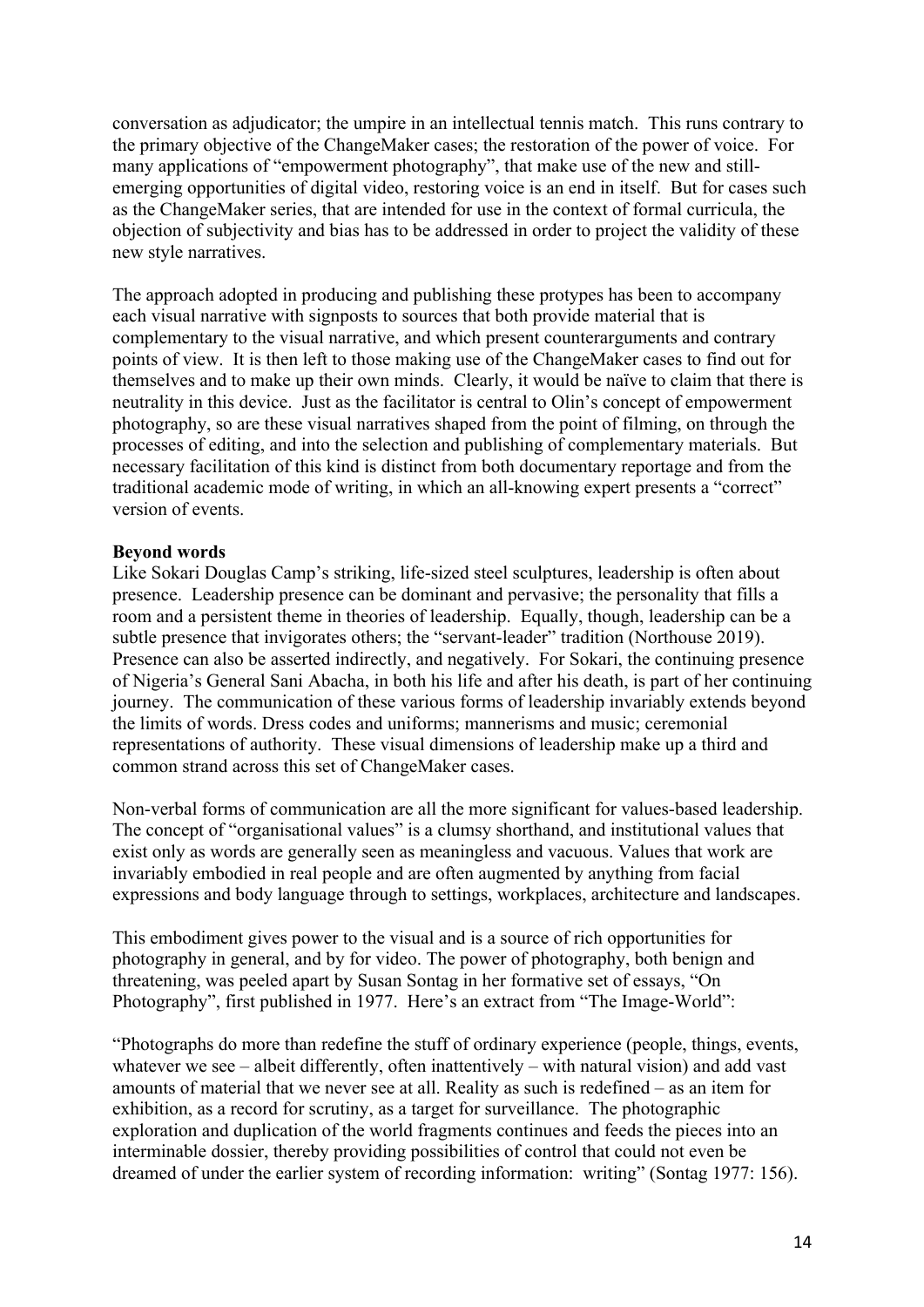conversation as adjudicator; the umpire in an intellectual tennis match. This runs contrary to the primary objective of the ChangeMaker cases; the restoration of the power of voice. For many applications of "empowerment photography", that make use of the new and still-emerging opportunities of digital video, restoring voice is an end in itself. But for cases such as the ChangeMaker series, that are intended for use in the context of formal curricula, the objection of subjectivity and bias has to be addressed in order to project the validity of these new style narratives.

The approach adopted in producing and publishing these protypes has been to accompany each visual narrative with signposts to sources that both provide material that is complementary to the visual narrative, and which present counterarguments and contrary points of view. It is then left to those making use of the ChangeMaker cases to find out for themselves and to make up their own minds. Clearly, it would be naïve to claim that there is neutrality in this device. Just as the facilitator is central to Olin's concept of empowerment photography, so are these visual narratives shaped from the point of filming, on through the processes of editing, and into the selection and publishing of complementary materials. But necessary facilitation of this kind is distinct from both documentary reportage and from the traditional academic mode of writing, in which an all-knowing expert presents a "correct" version of events.

**Beyond words**

Like Sokari Douglas Camp's striking, life-sized steel sculptures, leadership is often about presence. Leadership presence can be dominant and pervasive; the personality that fills a room and a persistent theme in theories of leadership. Equally, though, leadership can be a subtle presence that invigorates others; the "servant-leader" tradition (Northouse 2019). Presence can also be asserted indirectly, and negatively. For Sokari, the continuing presence of Nigeria's General Sani Abacha, in both his life and after his death, is part of her continuing journey. The communication of these various forms of leadership invariably extends beyond the limits of words. Dress codes and uniforms; mannerisms and music; ceremonial representations of authority. These visual dimensions of leadership make up a third and common strand across this set of ChangeMaker cases.

Non-verbal forms of communication are all the more significant for values-based leadership. The concept of "organisational values" is a clumsy shorthand, and institutional values that exist only as words are generally seen as meaningless and vacuous. Values that work are invariably embodied in real people and are often augmented by anything from facial expressions and body language through to settings, workplaces, architecture and landscapes.

This embodiment gives power to the visual and is a source of rich opportunities for photography in general, and by for video. The power of photography, both benign and threatening, was peeled apart by Susan Sontag in her formative set of essays, "On Photography", first published in 1977. Here's an extract from "The Image-World":

"Photographs do more than redefine the stuff of ordinary experience (people, things, events, whatever we see – albeit differently, often inattentively – with natural vision) and add vast amounts of material that we never see at all. Reality as such is redefined – as an item for exhibition, as a record for scrutiny, as a target for surveillance. The photographic exploration and duplication of the world fragments continues and feeds the pieces into an interminable dossier, thereby providing possibilities of control that could not even be dreamed of under the earlier system of recording information: writing" (Sontag 1977: 156).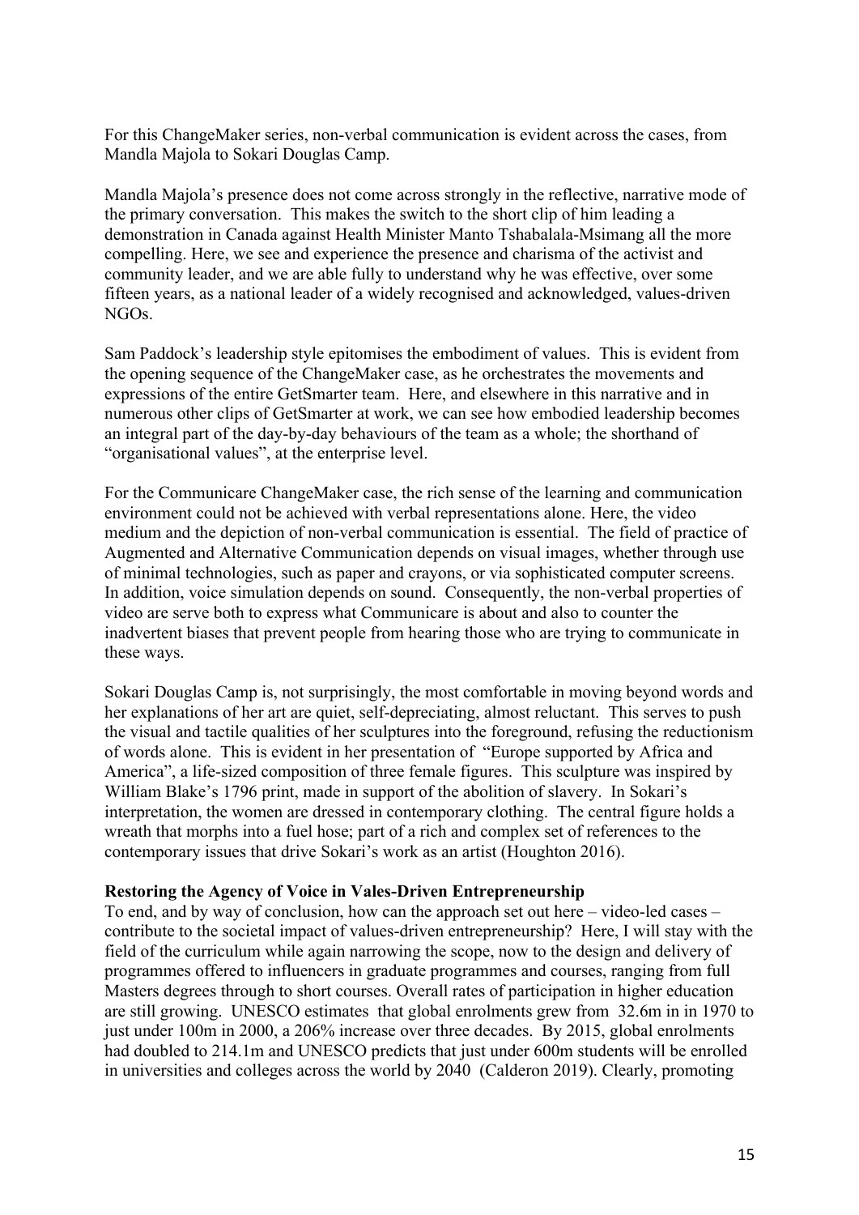For this ChangeMaker series, non-verbal communication is evident across the cases, from Mandla Majola to Sokari Douglas Camp.

Mandla Majola's presence does not come across strongly in the reflective, narrative mode of the primary conversation. This makes the switch to the short clip of him leading a demonstration in Canada against Health Minister Manto Tshabalala-Msimang all the more compelling. Here, we see and experience the presence and charisma of the activist and community leader, and we are able fully to understand why he was effective, over some fifteen years, as a national leader of a widely recognised and acknowledged, values-driven NGOs.

Sam Paddock's leadership style epitomises the embodiment of values. This is evident from the opening sequence of the ChangeMaker case, as he orchestrates the movements and expressions of the entire GetSmarter team. Here, and elsewhere in this narrative and in numerous other clips of GetSmarter at work, we can see how embodied leadership becomes an integral part of the day-by-day behaviours of the team as a whole; the shorthand of "organisational values", at the enterprise level.

For the Communicare ChangeMaker case, the rich sense of the learning and communication environment could not be achieved with verbal representations alone. Here, the video medium and the depiction of non-verbal communication is essential. The field of practice of Augmented and Alternative Communication depends on visual images, whether through use of minimal technologies, such as paper and crayons, or via sophisticated computer screens. In addition, voice simulation depends on sound. Consequently, the non-verbal properties of video are serve both to express what Communicare is about and also to counter the inadvertent biases that prevent people from hearing those who are trying to communicate in these ways.

Sokari Douglas Camp is, not surprisingly, the most comfortable in moving beyond words and her explanations of her art are quiet, self-depreciating, almost reluctant. This serves to push the visual and tactile qualities of her sculptures into the foreground, refusing the reductionism of words alone. This is evident in her presentation of "Europe supported by Africa and America", a life-sized composition of three female figures. This sculpture was inspired by William Blake's 1796 print, made in support of the abolition of slavery. In Sokari's interpretation, the women are dressed in contemporary clothing. The central figure holds a wreath that morphs into a fuel hose; part of a rich and complex set of references to the contemporary issues that drive Sokari's work as an artist (Houghton 2016).

**Restoring the Agency of Voice in Vales-Driven Entrepreneurship**

To end, and by way of conclusion, how can the approach set out here – video-led cases – contribute to the societal impact of values-driven entrepreneurship? Here, I will stay with the field of the curriculum while again narrowing the scope, now to the design and delivery of programmes offered to influencers in graduate programmes and courses, ranging from full Masters degrees through to short courses. Overall rates of participation in higher education are still growing. UNESCO estimates that global enrolments grew from 32.6m in in 1970 to just under 100m in 2000, a 206% increase over three decades. By 2015, global enrolments had doubled to 214.1m and UNESCO predicts that just under 600m students will be enrolled in universities and colleges across the world by 2040 (Calderon 2019). Clearly, promoting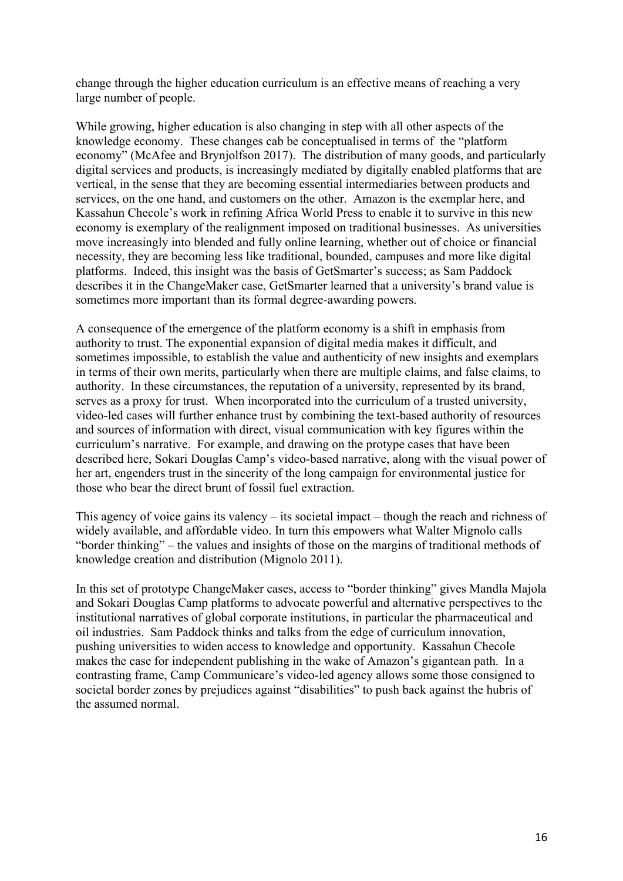change through the higher education curriculum is an effective means of reaching a very large number of people.

While growing, higher education is also changing in step with all other aspects of the knowledge economy. These changes cab be conceptualised in terms of the "platform economy" (McAfee and Brynjolfson 2017). The distribution of many goods, and particularly digital services and products, is increasingly mediated by digitally enabled platforms that are vertical, in the sense that they are becoming essential intermediaries between products and services, on the one hand, and customers on the other. Amazon is the exemplar here, and Kassahun Checole's work in refining Africa World Press to enable it to survive in this new economy is exemplary of the realignment imposed on traditional businesses. As universities move increasingly into blended and fully online learning, whether out of choice or financial necessity, they are becoming less like traditional, bounded, campuses and more like digital platforms. Indeed, this insight was the basis of GetSmarter's success; as Sam Paddock describes it in the ChangeMaker case, GetSmarter learned that a university's brand value is sometimes more important than its formal degree-awarding powers.

A consequence of the emergence of the platform economy is a shift in emphasis from authority to trust. The exponential expansion of digital media makes it difficult, and sometimes impossible, to establish the value and authenticity of new insights and exemplars in terms of their own merits, particularly when there are multiple claims, and false claims, to authority. In these circumstances, the reputation of a university, represented by its brand, serves as a proxy for trust. When incorporated into the curriculum of a trusted university, video-led cases will further enhance trust by combining the text-based authority of resources and sources of information with direct, visual communication with key figures within the curriculum's narrative. For example, and drawing on the protype cases that have been described here, Sokari Douglas Camp's video-based narrative, along with the visual power of her art, engenders trust in the sincerity of the long campaign for environmental justice for those who bear the direct brunt of fossil fuel extraction.

This agency of voice gains its valency – its societal impact – though the reach and richness of widely available, and affordable video. In turn this empowers what Walter Mignolo calls "border thinking" – the values and insights of those on the margins of traditional methods of knowledge creation and distribution (Mignolo 2011).

In this set of prototype ChangeMaker cases, access to "border thinking" gives Mandla Majola and Sokari Douglas Camp platforms to advocate powerful and alternative perspectives to the institutional narratives of global corporate institutions, in particular the pharmaceutical and oil industries. Sam Paddock thinks and talks from the edge of curriculum innovation, pushing universities to widen access to knowledge and opportunity. Kassahun Checole makes the case for independent publishing in the wake of Amazon's gigantean path. In a contrasting frame, Camp Communicare's video-led agency allows some those consigned to societal border zones by prejudices against "disabilities" to push back against the hubris of the assumed normal.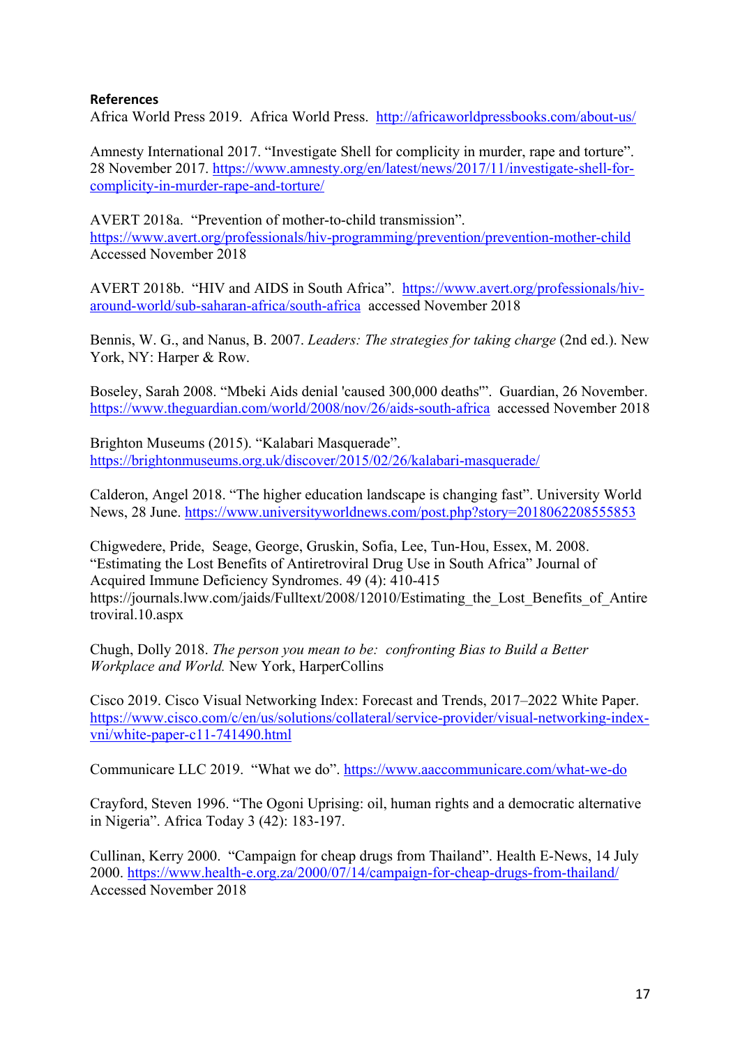**References**

Africa World Press 2019. Africa World Press. http://africaworldpressbooks.com/about-us/

Amnesty International 2017. "Investigate Shell for complicity in murder, rape and torture". 28 November 2017. https://www.amnesty.org/en/latest/news/2017/11/investigate-shell-for-complicity-in-murder-rape-and-torture/

AVERT 2018a. "Prevention of mother-to-child transmission". https://www.avert.org/professionals/hiv-programming/prevention/prevention-mother-child Accessed November 2018

AVERT 2018b. "HIV and AIDS in South Africa". https://www.avert.org/professionals/hiv-around-world/sub-saharan-africa/south-africa accessed November 2018

Bennis, W. G., and Nanus, B. 2007. *Leaders: The strategies for taking charge* (2nd ed.). New York, NY: Harper & Row.

Boseley, Sarah 2008. "Mbeki Aids denial 'caused 300,000 deaths'". Guardian, 26 November. https://www.theguardian.com/world/2008/nov/26/aids-south-africa accessed November 2018

Brighton Museums (2015). "Kalabari Masquerade". https://brightonmuseums.org.uk/discover/2015/02/26/kalabari-masquerade/

Calderon, Angel 2018. "The higher education landscape is changing fast". University World News, 28 June. https://www.universityworldnews.com/post.php?story=20180622085558 53

Chigwedere, Pride, Seage, George, Gruskin, Sofia, Lee, Tun-Hou, Essex, M. 2008. "Estimating the Lost Benefits of Antiretroviral Drug Use in South Africa" Journal of Acquired Immune Deficiency Syndromes. 49 (4): 410-415 https://journals.lww.com/jaids/Fulltext/2008/12010/Estimating_the_Lost_Benefits_of_Antiretroviral.10.aspx

Chugh, Dolly 2018. *The person you mean to be: confronting Bias to Build a Better Workplace and World.* New York, HarperCollins

Cisco 2019. Cisco Visual Networking Index: Forecast and Trends, 2017–2022 White Paper. https://www.cisco.com/c/en/us/solutions/collateral/service-provider/visual-networking-index-vni/white-paper-c11-741490.html

Communicare LLC 2019. "What we do". https://www.aaccommunicare.com/what-we-do

Crayford, Steven 1996. "The Ogoni Uprising: oil, human rights and a democratic alternative in Nigeria". Africa Today 3 (42): 183-197.

Cullinan, Kerry 2000. "Campaign for cheap drugs from Thailand". Health E-News, 14 July 2000. https://www.health-e.org.za/2000/07/14/campaign-for-cheap-drugs-from-thailand/ Accessed November 2018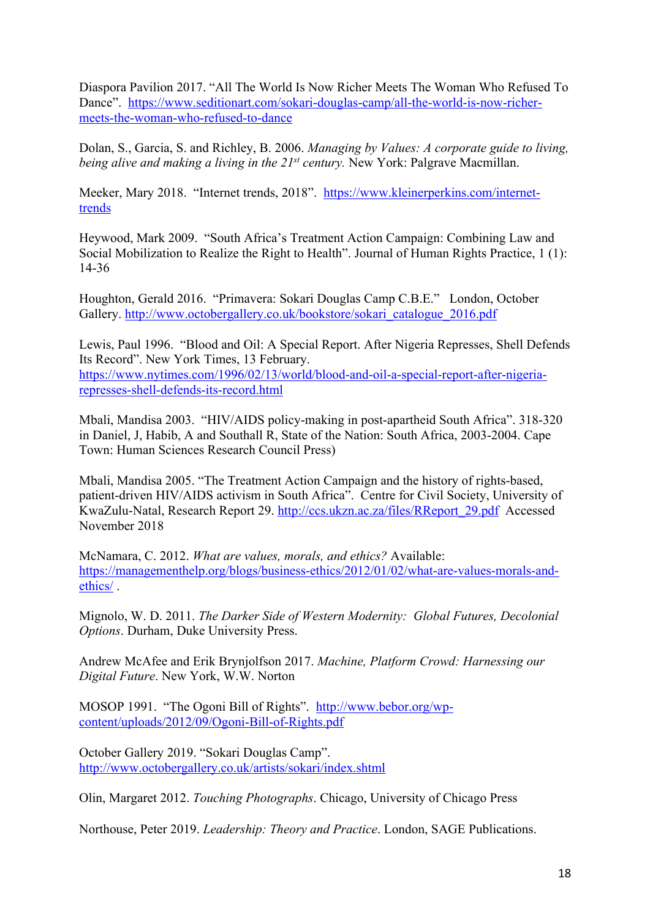Diaspora Pavilion 2017. "All The World Is Now Richer Meets The Woman Who Refused To Dance". https://www.seditionart.com/sokari-douglas-camp/all-the-world-is-now-richer-meets-the-woman-who-refused-to-dance

Dolan, S., Garcia, S. and Richley, B. 2006. *Managing by Values: A corporate guide to living, being alive and making a living in the 21st century.* New York: Palgrave Macmillan.

Meeker, Mary 2018. "Internet trends, 2018". https://www.kleinerperkins.com/internet-trends

Heywood, Mark 2009. "South Africa's Treatment Action Campaign: Combining Law and Social Mobilization to Realize the Right to Health". Journal of Human Rights Practice, 1 (1): 14-36

Houghton, Gerald 2016. "Primavera: Sokari Douglas Camp C.B.E." London, October Gallery. http://www.octobergallery.co.uk/bookstore/sokari_catalogue_2016.pdf

Lewis, Paul 1996. "Blood and Oil: A Special Report. After Nigeria Represses, Shell Defends Its Record". New York Times, 13 February. https://www.nytimes.com/1996/02/13/world/blood-and-oil-a-special-report-after-nigeria-represses-shell-defends-its-record.html

Mbali, Mandisa 2003. "HIV/AIDS policy-making in post-apartheid South Africa". 318-320 in Daniel, J, Habib, A and Southall R, State of the Nation: South Africa, 2003-2004. Cape Town: Human Sciences Research Council Press)

Mbali, Mandisa 2005. "The Treatment Action Campaign and the history of rights-based, patient-driven HIV/AIDS activism in South Africa". Centre for Civil Society, University of KwaZulu-Natal, Research Report 29. http://ccs.ukzn.ac.za/files/RReport_29.pdf Accessed November 2018

McNamara, C. 2012. *What are values, morals, and ethics?* Available: https://managementhelp.org/blogs/business-ethics/2012/01/02/what-are-values-morals-and-ethics/ .

Mignolo, W. D. 2011. *The Darker Side of Western Modernity: Global Futures, Decolonial Options*. Durham, Duke University Press.

Andrew McAfee and Erik Brynjolfson 2017. *Machine, Platform Crowd: Harnessing our Digital Future*. New York, W.W. Norton

MOSOP 1991. "The Ogoni Bill of Rights". http://www.bebor.org/wp-content/uploads/2012/09/Ogoni-Bill-of-Rights.pdf

October Gallery 2019. "Sokari Douglas Camp". http://www.octobergallery.co.uk/artists/sokari/index.shtml

Olin, Margaret 2012. *Touching Photographs*. Chicago, University of Chicago Press

Northouse, Peter 2019. *Leadership: Theory and Practice*. London, SAGE Publications.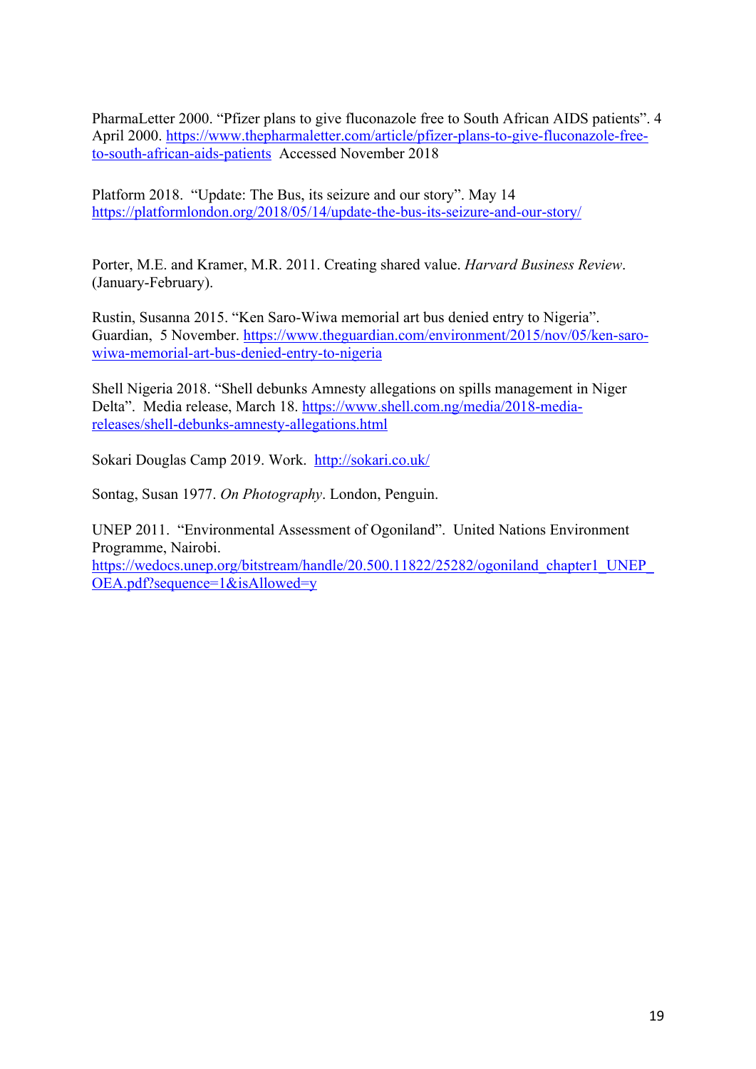PharmaLetter 2000. “Pfizer plans to give fluconazole free to South African AIDS patients”. 4 April 2000. https://www.thepharmaletter.com/article/pfizer-plans-to-give-fluconazole-free-to-south-african-aids-patients Accessed November 2018

Platform 2018. “Update: The Bus, its seizure and our story”. May 14 https://platformlondon.org/2018/05/14/update-the-bus-its-seizure-and-our-story/

Porter, M.E. and Kramer, M.R. 2011. Creating shared value. *Harvard Business Review*. (January-February).

Rustin, Susanna 2015. “Ken Saro-Wiwa memorial art bus denied entry to Nigeria”. Guardian, 5 November. https://www.theguardian.com/environment/2015/nov/05/ken-saro-wiwa-memorial-art-bus-denied-entry-to-nigeria

Shell Nigeria 2018. “Shell debunks Amnesty allegations on spills management in Niger Delta”. Media release, March 18. https://www.shell.com.ng/media/2018-media-releases/shell-debunks-amnesty-allegations.html

Sokari Douglas Camp 2019. Work. http://sokari.co.uk/

Sontag, Susan 1977. *On Photography*. London, Penguin.

UNEP 2011. “Environmental Assessment of Ogoniland”. United Nations Environment Programme, Nairobi. https://wedocs.unep.org/bitstream/handle/20.500.11822/25282/ogoniland_chapter1_UNEP_OEA.pdf?sequence=1&isAllowed=y